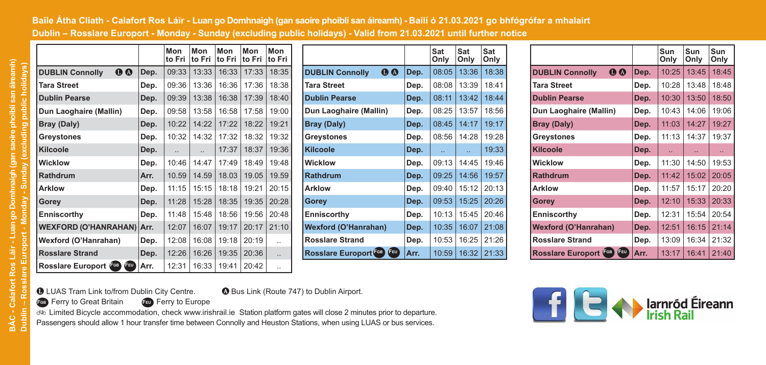# Baile Átha Cliath - Calafort Ros Láir - Luan go Domhnaigh (gan saoire phoiblí san áireamh) - Bailí ó 21.03.2021 go bhfógrófar a mhalairt

## Dublin – Rosslare Europort - Monday - Sunday (excluding public holidays) - Valid from 21.03.2021 until further notice

| | | Mon to Fri | Mon to Fri | Mon to Fri | Mon to Fri | Mon to Fri |
|---|---|---|---|---|---|---|
| **DUBLIN Connolly** Ⓛ Ⓐ | Dep. | 09:33 | 13:33 | 16:33 | 17:33 | 18:35 |
| **Tara Street** | Dep. | 09:36 | 13:36 | 16:36 | 17:36 | 18:38 |
| **Dublin Pearse** | Dep. | 09:39 | 13:38 | 16:38 | 17:39 | 18:40 |
| **Dun Laoghaire (Mallin)** | Dep. | 09:58 | 13:58 | 16:58 | 17:58 | 19:00 |
| **Bray (Daly)** | Dep. | 10:22 | 14:22 | 17:22 | 18:22 | 19:21 |
| **Greystones** | Dep. | 10:32 | 14:32 | 17:32 | 18:32 | 19:32 |
| **Kilcoole** | Dep. | .. | .. | 17:37 | 18:37 | 19:36 |
| **Wicklow** | Dep. | 10:46 | 14:47 | 17:49 | 18:49 | 19:48 |
| **Rathdrum** | Arr. | 10.59 | 14.59 | 18.03 | 19.05 | 19.59 |
| **Arklow** | Dep. | 11:15 | 15:15 | 18:18 | 19:21 | 20:15 |
| **Gorey** | Dep. | 11:28 | 15:28 | 18:35 | 19:35 | 20:28 |
| **Enniscorthy** | Dep. | 11:48 | 15:48 | 18:56 | 19:56 | 20:48 |
| **WEXFORD (O'HANRAHAN)** | Arr. | 12:07 | 16:07 | 19:17 | 20:17 | 21:10 |
| **Wexford (O'Hanrahan)** | Dep. | 12:08 | 16:08 | 19:18 | 20:19 | .. |
| **Rosslare Strand** | Dep. | 12:26 | 16:26 | 19:35 | 20:36 | .. |
| **Rosslare Europort** FGB FEU | Arr. | 12:31 | 16:33 | 19:41 | 20:42 | .. |

| | | Sat Only | Sat Only | Sat Only |
|---|---|---|---|---|
| **DUBLIN Connolly** Ⓛ Ⓐ | Dep. | 08:05 | 13:36 | 18:38 |
| **Tara Street** | Dep. | 08:08 | 13:39 | 18:41 |
| **Dublin Pearse** | Dep. | 08:11 | 13:42 | 18:44 |
| **Dun Laoghaire (Mallin)** | Dep. | 08:25 | 13:57 | 18:56 |
| **Bray (Daly)** | Dep. | 08:45 | 14:17 | 19:17 |
| **Greystones** | Dep. | 08:56 | 14:28 | 19:28 |
| **Kilcoole** | Dep. | .. | .. | 19:33 |
| **Wicklow** | Dep. | 09:13 | 14:45 | 19:46 |
| **Rathdrum** | Dep. | 09:25 | 14:56 | 19:57 |
| **Arklow** | Dep. | 09:40 | 15:12 | 20:13 |
| **Gorey** | Dep. | 09:53 | 15:25 | 20:26 |
| **Enniscorthy** | Dep. | 10:13 | 15:45 | 20:46 |
| **Wexford (O'Hanrahan)** | Dep. | 10:35 | 16:07 | 21:08 |
| **Rosslare Strand** | Dep. | 10:53 | 16:25 | 21:26 |
| **Rosslare Europort** FGB FEU | Arr. | 10:59 | 16:32 | 21:33 |

| | | Sun Only | Sun Only | Sun Only |
|---|---|---|---|---|
| **DUBLIN Connolly** Ⓛ Ⓐ | Dep. | 10:25 | 13:45 | 18:45 |
| **Tara Street** | Dep. | 10:28 | 13:48 | 18:48 |
| **Dublin Pearse** | Dep. | 10:30 | 13:50 | 18:50 |
| **Dun Laoghaire (Mallin)** | Dep. | 10:43 | 14:06 | 19:06 |
| **Bray (Daly)** | Dep. | 11:03 | 14:27 | 19:27 |
| **Greystones** | Dep. | 11:13 | 14:37 | 19:37 |
| **Kilcoole** | Dep. | .. | .. | .. |
| **Wicklow** | Dep. | 11:30 | 14:50 | 19:53 |
| **Rathdrum** | Dep. | 11:42 | 15:02 | 20:05 |
| **Arklow** | Dep. | 11:57 | 15:17 | 20:20 |
| **Gorey** | Dep. | 12:10 | 15:33 | 20:33 |
| **Enniscorthy** | Dep. | 12:31 | 15:54 | 20:54 |
| **Wexford (O'Hanrahan)** | Dep. | 12:51 | 16:15 | 21:14 |
| **Rosslare Strand** | Dep. | 13:09 | 16:34 | 21:32 |
| **Rosslare Europort** FGB FEU | Arr. | 13:17 | 16:41 | 21:40 |

Ⓛ LUAS Tram Link to/from Dublin City Centre. Ⓐ Bus Link (Route 747) to Dublin Airport.

FGB Ferry to Great Britain FEU Ferry to Europe

Limited Bicycle accommodation, check www.irishrail.ie Station platform gates will close 2 minutes prior to departure.

Passengers should allow 1 hour transfer time between Connolly and Heuston Stations, when using LUAS or bus services.

Iarnród Éireann Irish Rail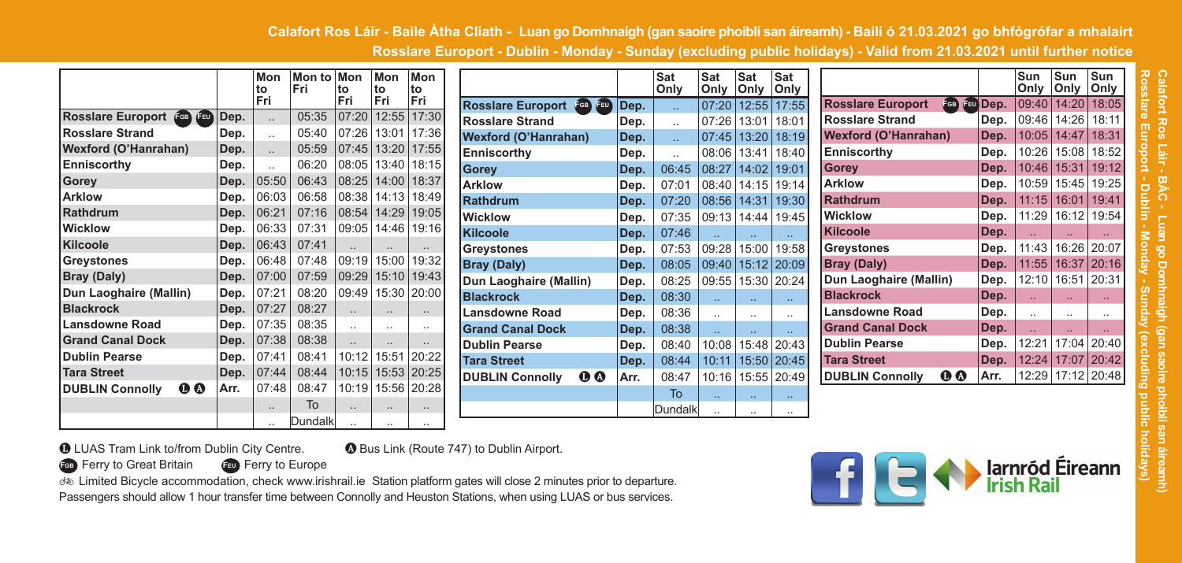**Calafort Ros Láir - Baile Átha Cliath - Luan go Domhnaigh (gan saoire phoiblí san áireamh) - Bailí ó 21.03.2021 go bhfógrófar a mhalairt**

**Rosslare Europort - Dublin - Monday - Sunday (excluding public holidays) - Valid from 21.03.2021 until further notice**

| | | Mon to Fri | Mon to Fri | Mon to Fri | Mon to Fri | Mon to Fri |
|---|---|---|---|---|---|---|
| **Rosslare Europort** FGB FEU | Dep. | .. | 05:35 | 07:20 | 12:55 | 17:30 |
| **Rosslare Strand** | Dep. | .. | 05:40 | 07:26 | 13:01 | 17:36 |
| **Wexford (O'Hanrahan)** | Dep. | .. | 05:59 | 07:45 | 13:20 | 17:55 |
| **Enniscorthy** | Dep. | .. | 06:20 | 08:05 | 13:40 | 18:15 |
| **Gorey** | Dep. | 05:50 | 06:43 | 08:25 | 14:00 | 18:37 |
| **Arklow** | Dep. | 06:03 | 06:58 | 08:38 | 14:13 | 18:49 |
| **Rathdrum** | Dep. | 06:21 | 07:16 | 08:54 | 14:29 | 19:05 |
| **Wicklow** | Dep. | 06:33 | 07:31 | 09:05 | 14:46 | 19:16 |
| **Kilcoole** | Dep. | 06:43 | 07:41 | .. | .. | .. |
| **Greystones** | Dep. | 06:48 | 07:48 | 09:19 | 15:00 | 19:32 |
| **Bray (Daly)** | Dep. | 07:00 | 07:59 | 09:29 | 15:10 | 19:43 |
| **Dun Laoghaire (Mallin)** | Dep. | 07:21 | 08:20 | 09:49 | 15:30 | 20:00 |
| **Blackrock** | Dep. | 07:27 | 08:27 | .. | .. | .. |
| **Lansdowne Road** | Dep. | 07:35 | 08:35 | .. | .. | .. |
| **Grand Canal Dock** | Dep. | 07:38 | 08:38 | .. | .. | .. |
| **Dublin Pearse** | Dep. | 07:41 | 08:41 | 10:12 | 15:51 | 20:22 |
| **Tara Street** | Dep. | 07:44 | 08:44 | 10:15 | 15:53 | 20:25 |
| **DUBLIN Connolly** L A | Arr. | 07:48 | 08:47 | 10:19 | 15:56 | 20:28 |
| | | .. | To | .. | .. | .. |
| | | .. | Dundalk | .. | .. | .. |

| | | Sat Only | Sat Only | Sat Only | Sat Only |
|---|---|---|---|---|---|
| **Rosslare Europort** FGB FEU | Dep. | .. | 07:20 | 12:55 | 17:55 |
| **Rosslare Strand** | Dep. | .. | 07:26 | 13:01 | 18:01 |
| **Wexford (O'Hanrahan)** | Dep. | .. | 07:45 | 13:20 | 18:19 |
| **Enniscorthy** | Dep. | .. | 08:06 | 13:41 | 18:40 |
| **Gorey** | Dep. | 06:45 | 08:27 | 14:02 | 19:01 |
| **Arklow** | Dep. | 07:01 | 08:40 | 14:15 | 19:14 |
| **Rathdrum** | Dep. | 07:20 | 08:56 | 14:31 | 19:30 |
| **Wicklow** | Dep. | 07:35 | 09:13 | 14:44 | 19:45 |
| **Kilcoole** | Dep. | 07:46 | .. | .. | .. |
| **Greystones** | Dep. | 07:53 | 09:28 | 15:00 | 19:58 |
| **Bray (Daly)** | Dep. | 08:05 | 09:40 | 15:12 | 20:09 |
| **Dun Laoghaire (Mallin)** | Dep. | 08:25 | 09:55 | 15:30 | 20:24 |
| **Blackrock** | Dep. | 08:30 | .. | .. | .. |
| **Lansdowne Road** | Dep. | 08:36 | .. | .. | .. |
| **Grand Canal Dock** | Dep. | 08:38 | .. | .. | .. |
| **Dublin Pearse** | Dep. | 08:40 | 10:08 | 15:48 | 20:43 |
| **Tara Street** | Dep. | 08:44 | 10:11 | 15:50 | 20:45 |
| **DUBLIN Connolly** L A | Arr. | 08:47 | 10:16 | 15:55 | 20:49 |
| | | To | .. | .. | .. |
| | | Dundalk | .. | .. | .. |

| | | Sun Only | Sun Only | Sun Only |
|---|---|---|---|---|
| **Rosslare Europort** FGB FEU | Dep. | 09:40 | 14:20 | 18:05 |
| **Rosslare Strand** | Dep. | 09:46 | 14:26 | 18:11 |
| **Wexford (O'Hanrahan)** | Dep. | 10:05 | 14:47 | 18:31 |
| **Enniscorthy** | Dep. | 10:26 | 15:08 | 18:52 |
| **Gorey** | Dep. | 10:46 | 15:31 | 19:12 |
| **Arklow** | Dep. | 10:59 | 15:45 | 19:25 |
| **Rathdrum** | Dep. | 11:15 | 16:01 | 19:41 |
| **Wicklow** | Dep. | 11:29 | 16:12 | 19:54 |
| **Kilcoole** | Dep. | .. | .. | .. |
| **Greystones** | Dep. | 11:43 | 16:26 | 20:07 |
| **Bray (Daly)** | Dep. | 11:55 | 16:37 | 20:16 |
| **Dun Laoghaire (Mallin)** | Dep. | 12:10 | 16:51 | 20:31 |
| **Blackrock** | Dep. | .. | .. | .. |
| **Lansdowne Road** | Dep. | .. | .. | .. |
| **Grand Canal Dock** | Dep. | .. | .. | .. |
| **Dublin Pearse** | Dep. | 12:21 | 17:04 | 20:40 |
| **Tara Street** | Dep. | 12:24 | 17:07 | 20:42 |
| **DUBLIN Connolly** L A | Arr. | 12:29 | 17:12 | 20:48 |

L LUAS Tram Link to/from Dublin City Centre. A Bus Link (Route 747) to Dublin Airport.

FGB Ferry to Great Britain FEU Ferry to Europe

Limited Bicycle accommodation, check www.irishrail.ie Station platform gates will close 2 minutes prior to departure.

Passengers should allow 1 hour transfer time between Connolly and Heuston Stations, when using LUAS or bus services.

Iarnród Éireann Irish Rail

Calafort Ros Láir - BÁC - Luan go Domhnaigh (gan saoire phoiblí san áireamh)

Rosslare Europort - Dublin - Monday - Sunday (excluding public holidays)